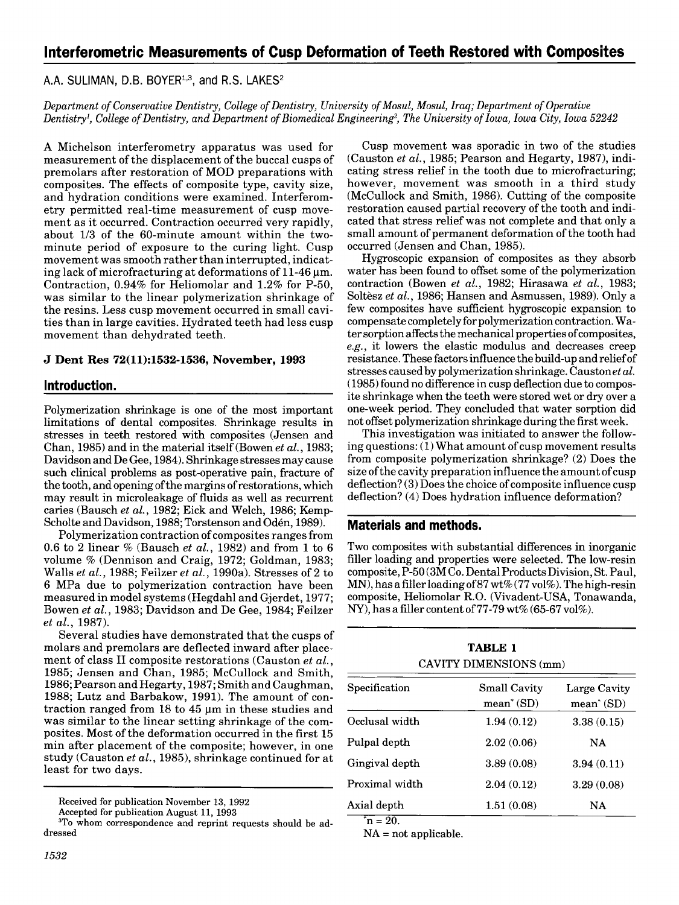# Interferometric Measurements of Cusp Deformation of Teeth Restored with Composites

A.A. SULIMAN, D.B. BOYER[1,3], and R.S. LAKES[2]

*Department of Conservative Dentistry, College of Dentistry, University of Mosul, Mosul, Iraq; Department of Operative Dentistry[1], College of Dentistry, and Department of Biomedical Engineering[2], The University of Iowa, Iowa City, Iowa 52242*

A Michelson interferometry apparatus was used for measurement of the displacement of the buccal cusps of premolars after restoration of MOD preparations with composites. The effects of composite type, cavity size, and hydration conditions were examined. Interferometry permitted real-time measurement of cusp movement as it occurred. Contraction occurred very rapidly, about 1/3 of the 60-minute amount within the two-minute period of exposure to the curing light. Cusp movement was smooth rather than interrupted, indicating lack of microfracturing at deformations of 11-46 μm. Contraction, 0.94% for Heliomolar and 1.2% for P-50, was similar to the linear polymerization shrinkage of the resins. Less cusp movement occurred in small cavities than in large cavities. Hydrated teeth had less cusp movement than dehydrated teeth.

**J Dent Res 72(11):1532-1536, November, 1993**

## Introduction.

Polymerization shrinkage is one of the most important limitations of dental composites. Shrinkage results in stresses in teeth restored with composites (Jensen and Chan, 1985) and in the material itself (Bowen *et al.*, 1983; Davidson and De Gee, 1984). Shrinkage stresses may cause such clinical problems as post-operative pain, fracture of the tooth, and opening of the margins of restorations, which may result in microleakage of fluids as well as recurrent caries (Bausch *et al.*, 1982; Eick and Welch, 1986; Kemp-Scholte and Davidson, 1988; Torstenson and Odén, 1989).

Polymerization contraction of composites ranges from 0.6 to 2 linear % (Bausch *et al.*, 1982) and from 1 to 6 volume % (Dennison and Craig, 1972; Goldman, 1983; Walls *et al.*, 1988; Feilzer *et al.*, 1990a). Stresses of 2 to 6 MPa due to polymerization contraction have been measured in model systems (Hegdahl and Gjerdet, 1977; Bowen *et al.*, 1983; Davidson and De Gee, 1984; Feilzer *et al.*, 1987).

Several studies have demonstrated that the cusps of molars and premolars are deflected inward after placement of class II composite restorations (Causton *et al.*, 1985; Jensen and Chan, 1985; McCullock and Smith, 1986; Pearson and Hegarty, 1987; Smith and Caughman, 1988; Lutz and Barbakow, 1991). The amount of contraction ranged from 18 to 45 μm in these studies and was similar to the linear setting shrinkage of the composites. Most of the deformation occurred in the first 15 min after placement of the composite; however, in one study (Causton *et al.*, 1985), shrinkage continued for at least for two days.

Cusp movement was sporadic in two of the studies (Causton *et al.*, 1985; Pearson and Hegarty, 1987), indicating stress relief in the tooth due to microfracturing; however, movement was smooth in a third study (McCullock and Smith, 1986). Cutting of the composite restoration caused partial recovery of the tooth and indicated that stress relief was not complete and that only a small amount of permanent deformation of the tooth had occurred (Jensen and Chan, 1985).

Hygroscopic expansion of composites as they absorb water has been found to offset some of the polymerization contraction (Bowen *et al.*, 1982; Hirasawa *et al.*, 1983; Soltèsz *et al.*, 1986; Hansen and Asmussen, 1989). Only a few composites have sufficient hygroscopic expansion to compensate completely for polymerization contraction. Water sorption affects the mechanical properties of composites, *e.g.*, it lowers the elastic modulus and decreases creep resistance. These factors influence the build-up and relief of stresses caused by polymerization shrinkage. Causton *et al.* (1985) found no difference in cusp deflection due to composite shrinkage when the teeth were stored wet or dry over a one-week period. They concluded that water sorption did not offset polymerization shrinkage during the first week.

This investigation was initiated to answer the following questions: (1) What amount of cusp movement results from composite polymerization shrinkage? (2) Does the size of the cavity preparation influence the amount of cusp deflection? (3) Does the choice of composite influence cusp deflection? (4) Does hydration influence deformation?

## Materials and methods.

Two composites with substantial differences in inorganic filler loading and properties were selected. The low-resin composite, P-50 (3M Co. Dental Products Division, St. Paul, MN), has a filler loading of 87 wt% (77 vol%). The high-resin composite, Heliomolar R.O. (Vivadent-USA, Tonawanda, NY), has a filler content of 77-79 wt% (65-67 vol%).

**TABLE 1**
CAVITY DIMENSIONS (mm)

| Specification | Small Cavity mean* (SD) | Large Cavity mean* (SD) |
|---|---|---|
| Occlusal width | 1.94 (0.12) | 3.38 (0.15) |
| Pulpal depth | 2.02 (0.06) | NA |
| Gingival depth | 3.89 (0.08) | 3.94 (0.11) |
| Proximal width | 2.04 (0.12) | 3.29 (0.08) |
| Axial depth | 1.51 (0.08) | NA |

*n = 20.
NA = not applicable.

Received for publication November 13, 1992
Accepted for publication August 11, 1993
[3]To whom correspondence and reprint requests should be addressed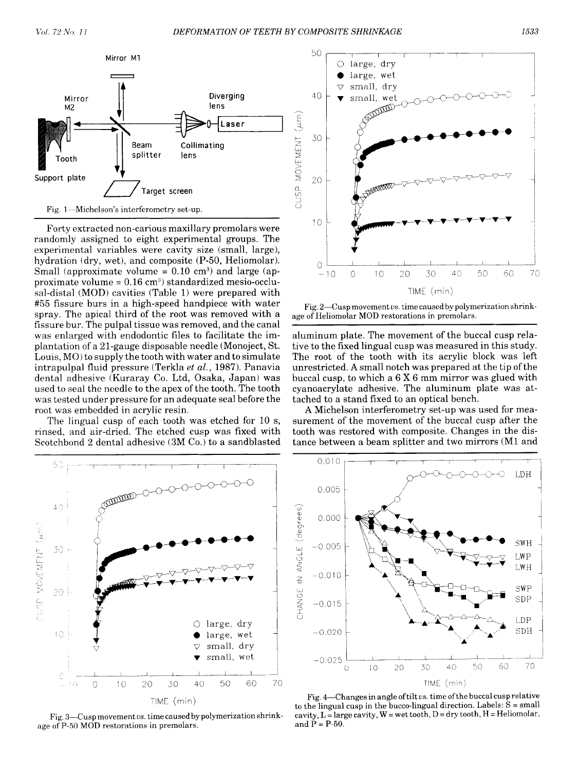Fig. 1—Michelson's interferometry set-up.

Forty extracted non-carious maxillary premolars were randomly assigned to eight experimental groups. The experimental variables were cavity size (small, large), hydration (dry, wet), and composite (P-50, Heliomolar). Small (approximate volume = 0.10 cm³) and large (approximate volume = 0.16 cm³) standardized mesio-occlusal-distal (MOD) cavities (Table 1) were prepared with #55 fissure burs in a high-speed handpiece with water spray. The apical third of the root was removed with a fissure bur. The pulpal tissue was removed, and the canal was enlarged with endodontic files to facilitate the implantation of a 21-gauge disposable needle (Monoject, St. Louis, MO) to supply the tooth with water and to simulate intrapulpal fluid pressure (Terkla *et al.*, 1987). Panavia dental adhesive (Kuraray Co. Ltd, Osaka, Japan) was used to seal the needle to the apex of the tooth. The tooth was tested under pressure for an adequate seal before the root was embedded in acrylic resin.

The lingual cusp of each tooth was etched for 10 s, rinsed, and air-dried. The etched cusp was fixed with Scotchbond 2 dental adhesive (3M Co.) to a sandblasted aluminum plate. The movement of the buccal cusp relative to the fixed lingual cusp was measured in this study. The root of the tooth with its acrylic block was left unrestricted. A small notch was prepared at the tip of the buccal cusp, to which a 6 X 6 mm mirror was glued with cyanoacrylate adhesive. The aluminum plate was attached to a stand fixed to an optical bench.

A Michelson interferometry set-up was used for measurement of the movement of the buccal cusp after the tooth was restored with composite. Changes in the distance between a beam splitter and two mirrors (M1 and

Fig. 2—Cusp movement *vs.* time caused by polymerization shrinkage of Heliomolar MOD restorations in premolars.

Fig. 3—Cusp movement *vs.* time caused by polymerization shrinkage of P-50 MOD restorations in premolars.

Fig. 4—Changes in angle of tilt *vs.* time of the buccal cusp relative to the lingual cusp in the bucco-lingual direction. Labels: S = small cavity, L = large cavity, W = wet tooth, D = dry tooth, H = Heliomolar, and P = P-50.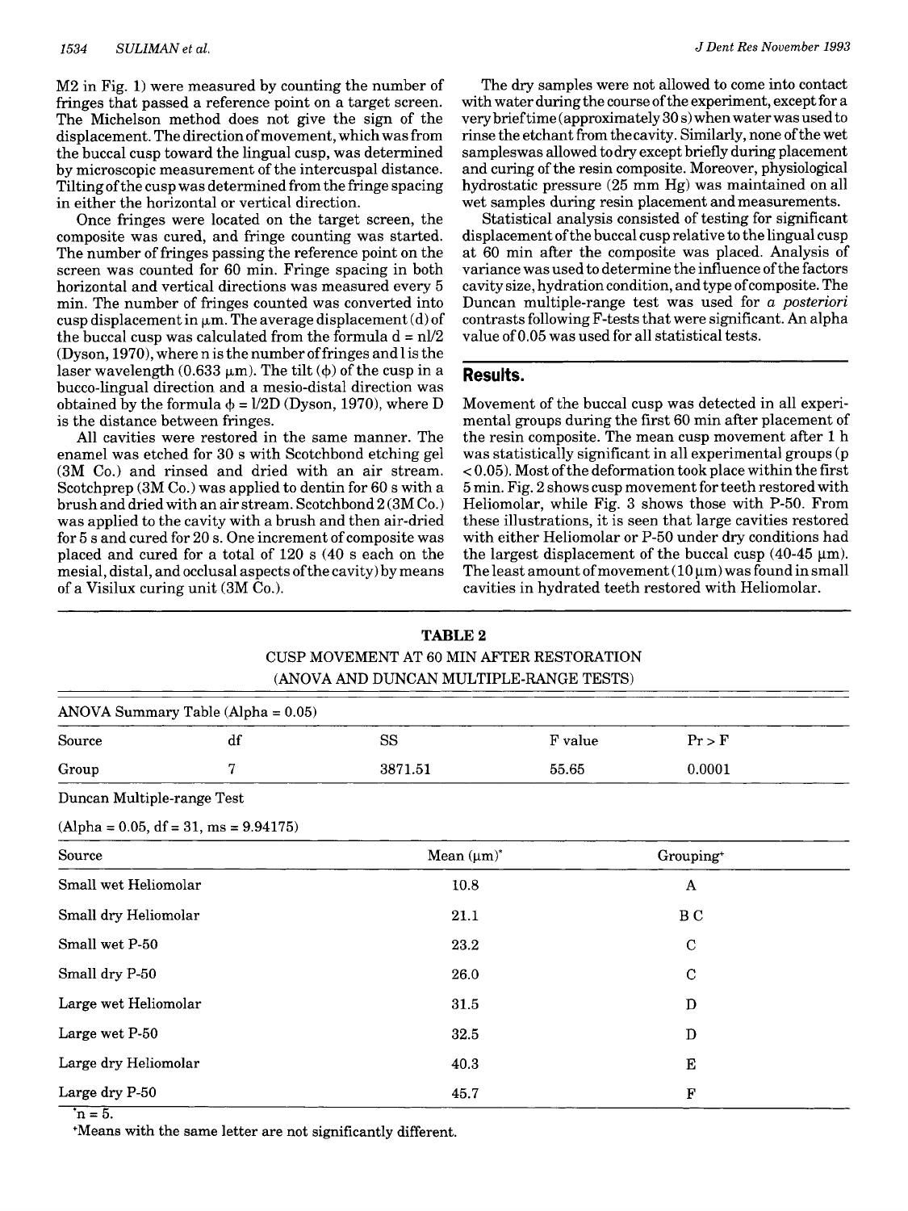M2 in Fig. 1) were measured by counting the number of fringes that passed a reference point on a target screen. The Michelson method does not give the sign of the displacement. The direction of movement, which was from the buccal cusp toward the lingual cusp, was determined by microscopic measurement of the intercuspal distance. Tilting of the cusp was determined from the fringe spacing in either the horizontal or vertical direction.

Once fringes were located on the target screen, the composite was cured, and fringe counting was started. The number of fringes passing the reference point on the screen was counted for 60 min. Fringe spacing in both horizontal and vertical directions was measured every 5 min. The number of fringes counted was converted into cusp displacement in μm. The average displacement (d) of the buccal cusp was calculated from the formula $d = nl/2$ (Dyson, 1970), where n is the number of fringes and l is the laser wavelength (0.633 μm). The tilt ($\phi$) of the cusp in a bucco-lingual direction and a mesio-distal direction was obtained by the formula $\phi = l/2D$ (Dyson, 1970), where D is the distance between fringes.

All cavities were restored in the same manner. The enamel was etched for 30 s with Scotchbond etching gel (3M Co.) and rinsed and dried with an air stream. Scotchprep (3M Co.) was applied to dentin for 60 s with a brush and dried with an air stream. Scotchbond 2 (3M Co.) was applied to the cavity with a brush and then air-dried for 5 s and cured for 20 s. One increment of composite was placed and cured for a total of 120 s (40 s each on the mesial, distal, and occlusal aspects of the cavity) by means of a Visilux curing unit (3M Co.).

The dry samples were not allowed to come into contact with water during the course of the experiment, except for a very brief time (approximately 30 s) when water was used to rinse the etchant from the cavity. Similarly, none of the wet samples was allowed to dry except briefly during placement and curing of the resin composite. Moreover, physiological hydrostatic pressure (25 mm Hg) was maintained on all wet samples during resin placement and measurements.

Statistical analysis consisted of testing for significant displacement of the buccal cusp relative to the lingual cusp at 60 min after the composite was placed. Analysis of variance was used to determine the influence of the factors cavity size, hydration condition, and type of composite. The Duncan multiple-range test was used for *a posteriori* contrasts following F-tests that were significant. An alpha value of 0.05 was used for all statistical tests.

## Results.

Movement of the buccal cusp was detected in all experimental groups during the first 60 min after placement of the resin composite. The mean cusp movement after 1 h was statistically significant in all experimental groups ($p < 0.05$). Most of the deformation took place within the first 5 min. Fig. 2 shows cusp movement for teeth restored with Heliomolar, while Fig. 3 shows those with P-50. From these illustrations, it is seen that large cavities restored with either Heliomolar or P-50 under dry conditions had the largest displacement of the buccal cusp (40-45 μm). The least amount of movement (10 μm) was found in small cavities in hydrated teeth restored with Heliomolar.

**TABLE 2**
CUSP MOVEMENT AT 60 MIN AFTER RESTORATION
(ANOVA AND DUNCAN MULTIPLE-RANGE TESTS)

ANOVA Summary Table (Alpha = 0.05)

| Source | df | SS | F value | Pr > F |
|---|---|---|---|---|
| Group | 7 | 3871.51 | 55.65 | 0.0001 |

Duncan Multiple-range Test

(Alpha = 0.05, df = 31, ms = 9.94175)

| Source | Mean (μm)* | Grouping+ |
|---|---|---|
| Small wet Heliomolar | 10.8 | A |
| Small dry Heliomolar | 21.1 | B C |
| Small wet P-50 | 23.2 | C |
| Small dry P-50 | 26.0 | C |
| Large wet Heliomolar | 31.5 | D |
| Large wet P-50 | 32.5 | D |
| Large dry Heliomolar | 40.3 | E |
| Large dry P-50 | 45.7 | F |

*n = 5.

+Means with the same letter are not significantly different.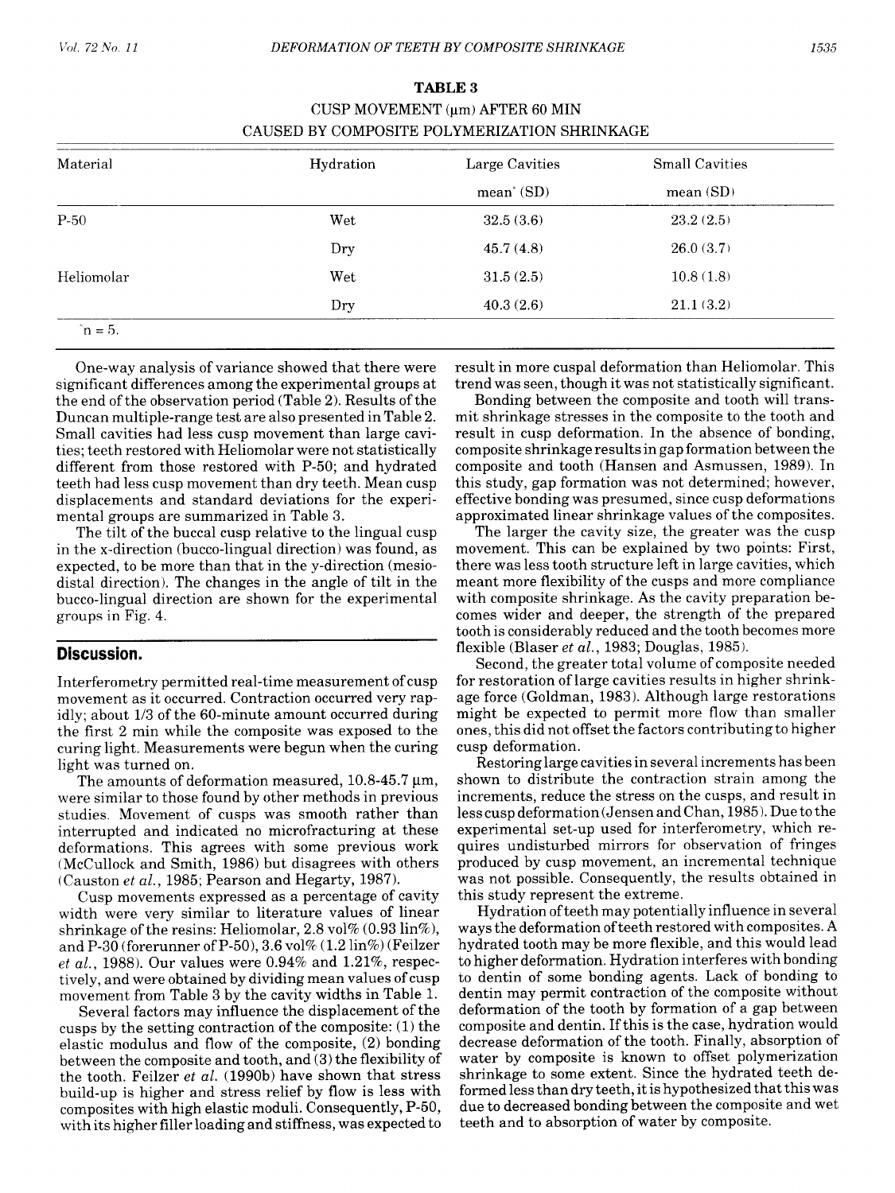**TABLE 3**
CUSP MOVEMENT (μm) AFTER 60 MIN
CAUSED BY COMPOSITE POLYMERIZATION SHRINKAGE

| Material | Hydration | Large Cavities mean* (SD) | Small Cavities mean (SD) |
|---|---|---|---|
| P-50 | Wet | 32.5 (3.6) | 23.2 (2.5) |
| | Dry | 45.7 (4.8) | 26.0 (3.7) |
| Heliomolar | Wet | 31.5 (2.5) | 10.8 (1.8) |
| | Dry | 40.3 (2.6) | 21.1 (3.2) |

*n = 5.

One-way analysis of variance showed that there were significant differences among the experimental groups at the end of the observation period (Table 2). Results of the Duncan multiple-range test are also presented in Table 2. Small cavities had less cusp movement than large cavities; teeth restored with Heliomolar were not statistically different from those restored with P-50; and hydrated teeth had less cusp movement than dry teeth. Mean cusp displacements and standard deviations for the experimental groups are summarized in Table 3.

The tilt of the buccal cusp relative to the lingual cusp in the x-direction (bucco-lingual direction) was found, as expected, to be more than that in the y-direction (mesiodistal direction). The changes in the angle of tilt in the bucco-lingual direction are shown for the experimental groups in Fig. 4.

## Discussion.

Interferometry permitted real-time measurement of cusp movement as it occurred. Contraction occurred very rapidly; about 1/3 of the 60-minute amount occurred during the first 2 min while the composite was exposed to the curing light. Measurements were begun when the curing light was turned on.

The amounts of deformation measured, 10.8-45.7 μm, were similar to those found by other methods in previous studies. Movement of cusps was smooth rather than interrupted and indicated no microfracturing at these deformations. This agrees with some previous work (McCullock and Smith, 1986) but disagrees with others (Causton *et al.*, 1985; Pearson and Hegarty, 1987).

Cusp movements expressed as a percentage of cavity width were very similar to literature values of linear shrinkage of the resins: Heliomolar, 2.8 vol% (0.93 lin%), and P-30 (forerunner of P-50), 3.6 vol% (1.2 lin%) (Feilzer *et al.*, 1988). Our values were 0.94% and 1.21%, respectively, and were obtained by dividing mean values of cusp movement from Table 3 by the cavity widths in Table 1.

Several factors may influence the displacement of the cusps by the setting contraction of the composite: (1) the elastic modulus and flow of the composite, (2) bonding between the composite and tooth, and (3) the flexibility of the tooth. Feilzer *et al.* (1990b) have shown that stress build-up is higher and stress relief by flow is less with composites with high elastic moduli. Consequently, P-50, with its higher filler loading and stiffness, was expected to result in more cuspal deformation than Heliomolar. This trend was seen, though it was not statistically significant.

Bonding between the composite and tooth will transmit shrinkage stresses in the composite to the tooth and result in cusp deformation. In the absence of bonding, composite shrinkage results in gap formation between the composite and tooth (Hansen and Asmussen, 1989). In this study, gap formation was not determined; however, effective bonding was presumed, since cusp deformations approximated linear shrinkage values of the composites.

The larger the cavity size, the greater was the cusp movement. This can be explained by two points: First, there was less tooth structure left in large cavities, which meant more flexibility of the cusps and more compliance with composite shrinkage. As the cavity preparation becomes wider and deeper, the strength of the prepared tooth is considerably reduced and the tooth becomes more flexible (Blaser *et al.*, 1983; Douglas, 1985).

Second, the greater total volume of composite needed for restoration of large cavities results in higher shrinkage force (Goldman, 1983). Although large restorations might be expected to permit more flow than smaller ones, this did not offset the factors contributing to higher cusp deformation.

Restoring large cavities in several increments has been shown to distribute the contraction strain among the increments, reduce the stress on the cusps, and result in less cusp deformation (Jensen and Chan, 1985). Due to the experimental set-up used for interferometry, which requires undisturbed mirrors for observation of fringes produced by cusp movement, an incremental technique was not possible. Consequently, the results obtained in this study represent the extreme.

Hydration of teeth may potentially influence in several ways the deformation of teeth restored with composites. A hydrated tooth may be more flexible, and this would lead to higher deformation. Hydration interferes with bonding to dentin of some bonding agents. Lack of bonding to dentin may permit contraction of the composite without deformation of the tooth by formation of a gap between composite and dentin. If this is the case, hydration would decrease deformation of the tooth. Finally, absorption of water by composite is known to offset polymerization shrinkage to some extent. Since the hydrated teeth deformed less than dry teeth, it is hypothesized that this was due to decreased bonding between the composite and wet teeth and to absorption of water by composite.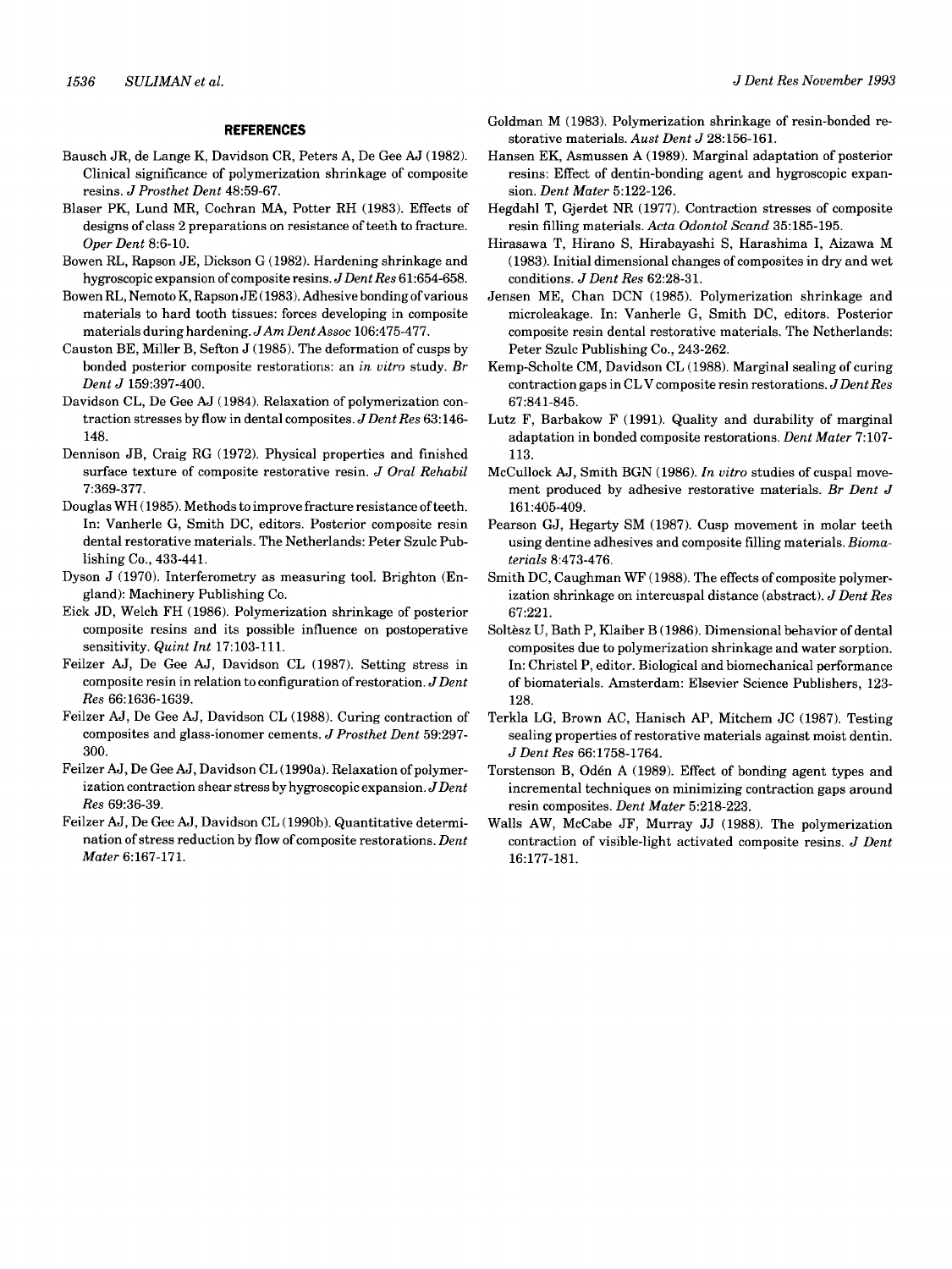## REFERENCES

Bausch JR, de Lange K, Davidson CR, Peters A, De Gee AJ (1982). Clinical significance of polymerization shrinkage of composite resins. *J Prosthet Dent* 48:59-67.

Blaser PK, Lund MR, Cochran MA, Potter RH (1983). Effects of designs of class 2 preparations on resistance of teeth to fracture. *Oper Dent* 8:6-10.

Bowen RL, Rapson JE, Dickson G (1982). Hardening shrinkage and hygroscopic expansion of composite resins. *J Dent Res* 61:654-658.

Bowen RL, Nemoto K, Rapson JE (1983). Adhesive bonding of various materials to hard tooth tissues: forces developing in composite materials during hardening. *J Am Dent Assoc* 106:475-477.

Causton BE, Miller B, Sefton J (1985). The deformation of cusps by bonded posterior composite restorations: an *in vitro* study. *Br Dent J* 159:397-400.

Davidson CL, De Gee AJ (1984). Relaxation of polymerization contraction stresses by flow in dental composites. *J Dent Res* 63:146-148.

Dennison JB, Craig RG (1972). Physical properties and finished surface texture of composite restorative resin. *J Oral Rehabil* 7:369-377.

Douglas WH (1985). Methods to improve fracture resistance of teeth. In: Vanherle G, Smith DC, editors. Posterior composite resin dental restorative materials. The Netherlands: Peter Szulc Publishing Co., 433-441.

Dyson J (1970). Interferometry as measuring tool. Brighton (England): Machinery Publishing Co.

Eick JD, Welch FH (1986). Polymerization shrinkage of posterior composite resins and its possible influence on postoperative sensitivity. *Quint Int* 17:103-111.

Feilzer AJ, De Gee AJ, Davidson CL (1987). Setting stress in composite resin in relation to configuration of restoration. *J Dent Res* 66:1636-1639.

Feilzer AJ, De Gee AJ, Davidson CL (1988). Curing contraction of composites and glass-ionomer cements. *J Prosthet Dent* 59:297-300.

Feilzer AJ, De Gee AJ, Davidson CL (1990a). Relaxation of polymerization contraction shear stress by hygroscopic expansion. *J Dent Res* 69:36-39.

Feilzer AJ, De Gee AJ, Davidson CL (1990b). Quantitative determination of stress reduction by flow of composite restorations. *Dent Mater* 6:167-171.

Goldman M (1983). Polymerization shrinkage of resin-bonded restorative materials. *Aust Dent J* 28:156-161.

Hansen EK, Asmussen A (1989). Marginal adaptation of posterior resins: Effect of dentin-bonding agent and hygroscopic expansion. *Dent Mater* 5:122-126.

Hegdahl T, Gjerdet NR (1977). Contraction stresses of composite resin filling materials. *Acta Odontol Scand* 35:185-195.

Hirasawa T, Hirano S, Hirabayashi S, Harashima I, Aizawa M (1983). Initial dimensional changes of composites in dry and wet conditions. *J Dent Res* 62:28-31.

Jensen ME, Chan DCN (1985). Polymerization shrinkage and microleakage. In: Vanherle G, Smith DC, editors. Posterior composite resin dental restorative materials. The Netherlands: Peter Szulc Publishing Co., 243-262.

Kemp-Scholte CM, Davidson CL (1988). Marginal sealing of curing contraction gaps in CL V composite resin restorations. *J Dent Res* 67:841-845.

Lutz F, Barbakow F (1991). Quality and durability of marginal adaptation in bonded composite restorations. *Dent Mater* 7:107-113.

McCullock AJ, Smith BGN (1986). *In vitro* studies of cuspal movement produced by adhesive restorative materials. *Br Dent J* 161:405-409.

Pearson GJ, Hegarty SM (1987). Cusp movement in molar teeth using dentine adhesives and composite filling materials. *Biomaterials* 8:473-476.

Smith DC, Caughman WF (1988). The effects of composite polymerization shrinkage on intercuspal distance (abstract). *J Dent Res* 67:221.

Soltèsz U, Bath P, Klaiber B (1986). Dimensional behavior of dental composites due to polymerization shrinkage and water sorption. In: Christel P, editor. Biological and biomechanical performance of biomaterials. Amsterdam: Elsevier Science Publishers, 123-128.

Terkla LG, Brown AC, Hanisch AP, Mitchem JC (1987). Testing sealing properties of restorative materials against moist dentin. *J Dent Res* 66:1758-1764.

Torstenson B, Odén A (1989). Effect of bonding agent types and incremental techniques on minimizing contraction gaps around resin composites. *Dent Mater* 5:218-223.

Walls AW, McCabe JF, Murray JJ (1988). The polymerization contraction of visible-light activated composite resins. *J Dent* 16:177-181.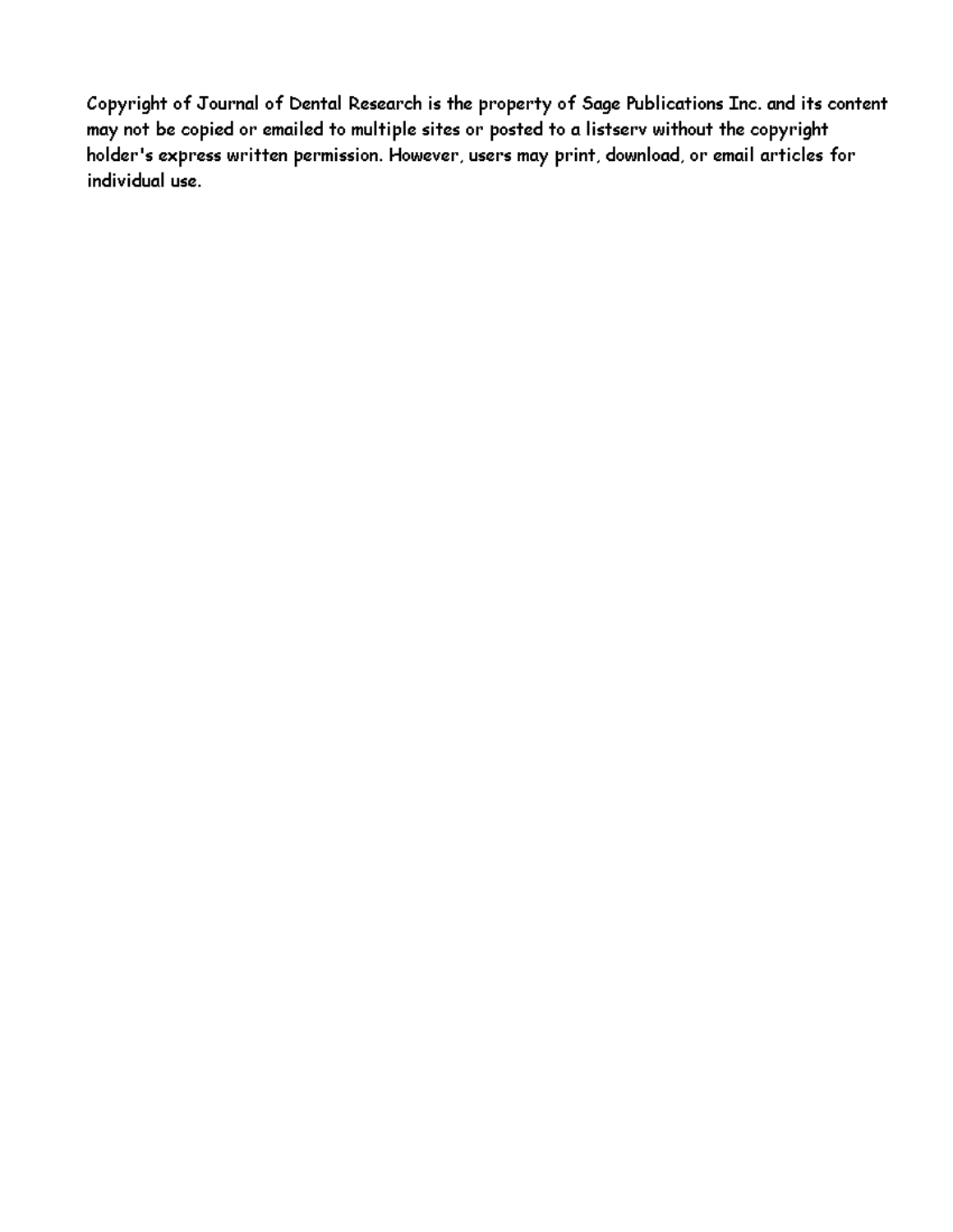Copyright of Journal of Dental Research is the property of Sage Publications Inc. and its content may not be copied or emailed to multiple sites or posted to a listserv without the copyright holder's express written permission. However, users may print, download, or email articles for individual use.